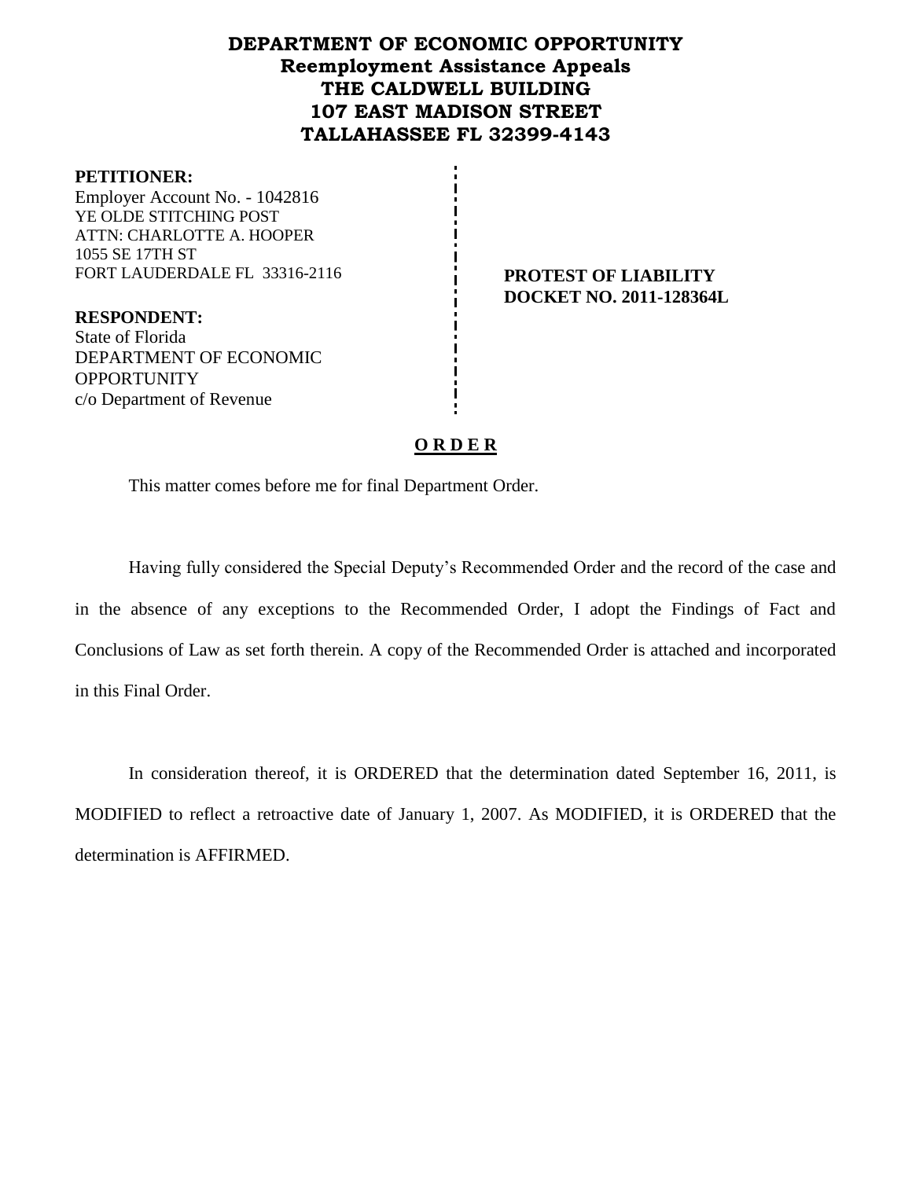# DEPARTMENT OF ECONOMIC OPPORTUNITY
## Reemployment Assistance Appeals
## THE CALDWELL BUILDING
## 107 EAST MADISON STREET
## TALLAHASSEE FL 32399-4143

**PETITIONER:**
Employer Account No. - 1042816
YE OLDE STITCHING POST
ATTN: CHARLOTTE A. HOOPER
1055 SE 17TH ST
FORT LAUDERDALE FL 33316-2116

**RESPONDENT:**
State of Florida
DEPARTMENT OF ECONOMIC OPPORTUNITY
c/o Department of Revenue

**PROTEST OF LIABILITY**
**DOCKET NO. 2011-128364L**

## O R D E R

This matter comes before me for final Department Order.

Having fully considered the Special Deputy's Recommended Order and the record of the case and in the absence of any exceptions to the Recommended Order, I adopt the Findings of Fact and Conclusions of Law as set forth therein. A copy of the Recommended Order is attached and incorporated in this Final Order.

In consideration thereof, it is ORDERED that the determination dated September 16, 2011, is MODIFIED to reflect a retroactive date of January 1, 2007. As MODIFIED, it is ORDERED that the determination is AFFIRMED.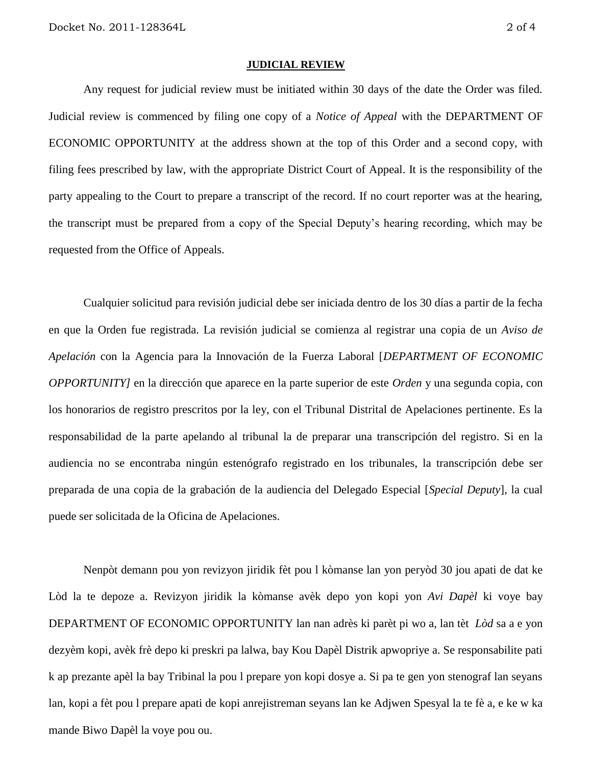**JUDICIAL REVIEW**

Any request for judicial review must be initiated within 30 days of the date the Order was filed. Judicial review is commenced by filing one copy of a *Notice of Appeal* with the DEPARTMENT OF ECONOMIC OPPORTUNITY at the address shown at the top of this Order and a second copy, with filing fees prescribed by law, with the appropriate District Court of Appeal. It is the responsibility of the party appealing to the Court to prepare a transcript of the record. If no court reporter was at the hearing, the transcript must be prepared from a copy of the Special Deputy's hearing recording, which may be requested from the Office of Appeals.

Cualquier solicitud para revisión judicial debe ser iniciada dentro de los 30 días a partir de la fecha en que la Orden fue registrada. La revisión judicial se comienza al registrar una copia de un *Aviso de Apelación* con la Agencia para la Innovación de la Fuerza Laboral [*DEPARTMENT OF ECONOMIC OPPORTUNITY]* en la dirección que aparece en la parte superior de este *Orden* y una segunda copia, con los honorarios de registro prescritos por la ley, con el Tribunal Distrital de Apelaciones pertinente. Es la responsabilidad de la parte apelando al tribunal la de preparar una transcripción del registro. Si en la audiencia no se encontraba ningún estenógrafo registrado en los tribunales, la transcripción debe ser preparada de una copia de la grabación de la audiencia del Delegado Especial [*Special Deputy*], la cual puede ser solicitada de la Oficina de Apelaciones.

Nenpòt demann pou yon revizyon jiridik fèt pou l kòmanse lan yon peryòd 30 jou apati de dat ke Lòd la te depoze a. Revizyon jiridik la kòmanse avèk depo yon kopi yon *Avi Dapèl* ki voye bay DEPARTMENT OF ECONOMIC OPPORTUNITY lan nan adrès ki parèt pi wo a, lan tèt *Lòd* sa a e yon dezyèm kopi, avèk frè depo ki preskri pa lalwa, bay Kou Dapèl Distrik apwopriye a. Se responsabilite pati k ap prezante apèl la bay Tribinal la pou l prepare yon kopi dosye a. Si pa te gen yon stenograf lan seyans lan, kopi a fèt pou l prepare apati de kopi anrejistreman seyans lan ke Adjwen Spesyal la te fè a, e ke w ka mande Biwo Dapèl la voye pou ou.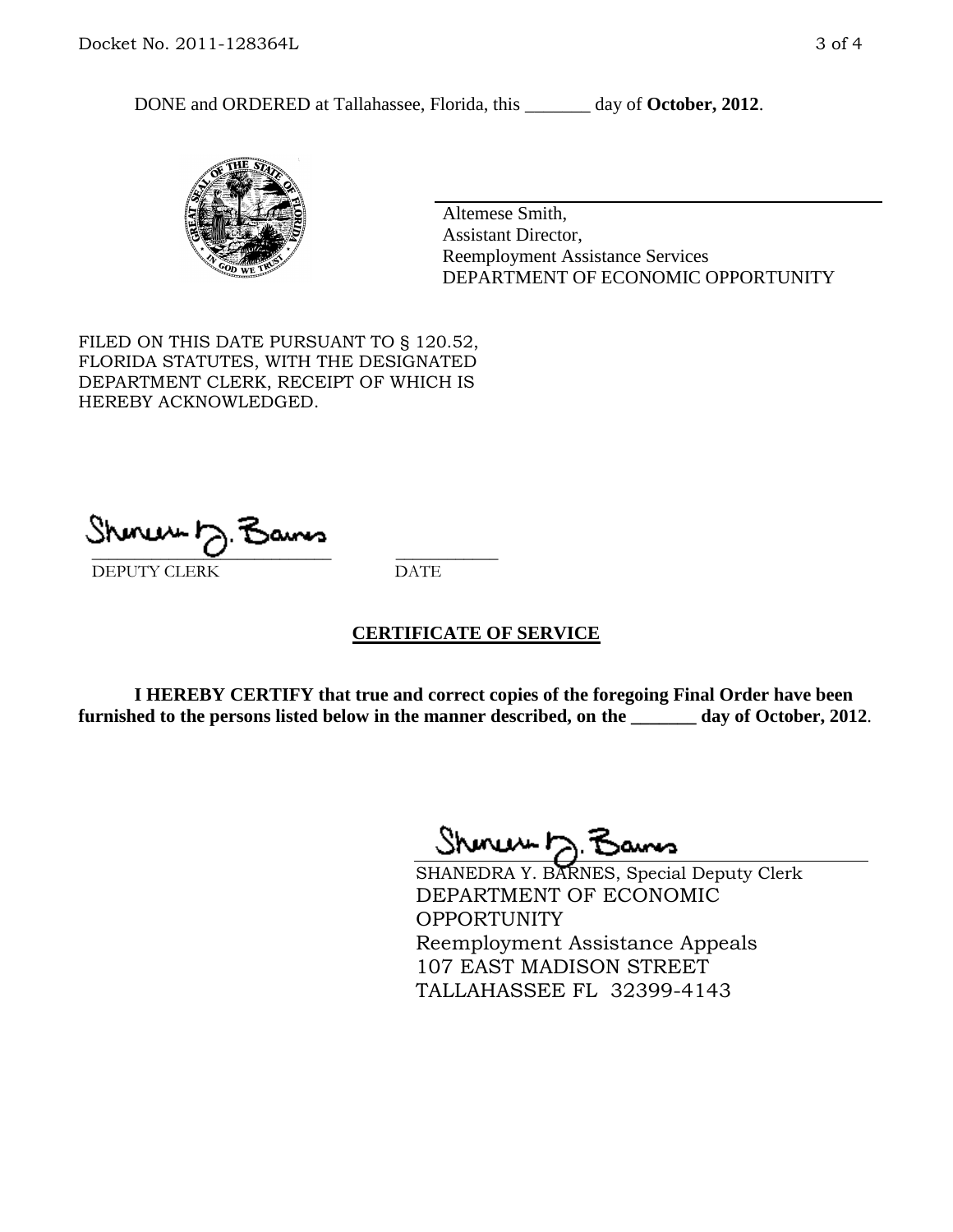DONE and ORDERED at Tallahassee, Florida, this _______ day of **October, 2012**.

Altemese Smith,
Assistant Director,
Reemployment Assistance Services
DEPARTMENT OF ECONOMIC OPPORTUNITY

FILED ON THIS DATE PURSUANT TO § 120.52, FLORIDA STATUTES, WITH THE DESIGNATED DEPARTMENT CLERK, RECEIPT OF WHICH IS HEREBY ACKNOWLEDGED.

_____________________________ ___________
DEPUTY CLERK DATE

## CERTIFICATE OF SERVICE

**I HEREBY CERTIFY that true and correct copies of the foregoing Final Order have been furnished to the persons listed below in the manner described, on the _______ day of October, 2012**.

SHANEDRA Y. BARNES, Special Deputy Clerk
DEPARTMENT OF ECONOMIC OPPORTUNITY
Reemployment Assistance Appeals
107 EAST MADISON STREET
TALLAHASSEE FL 32399-4143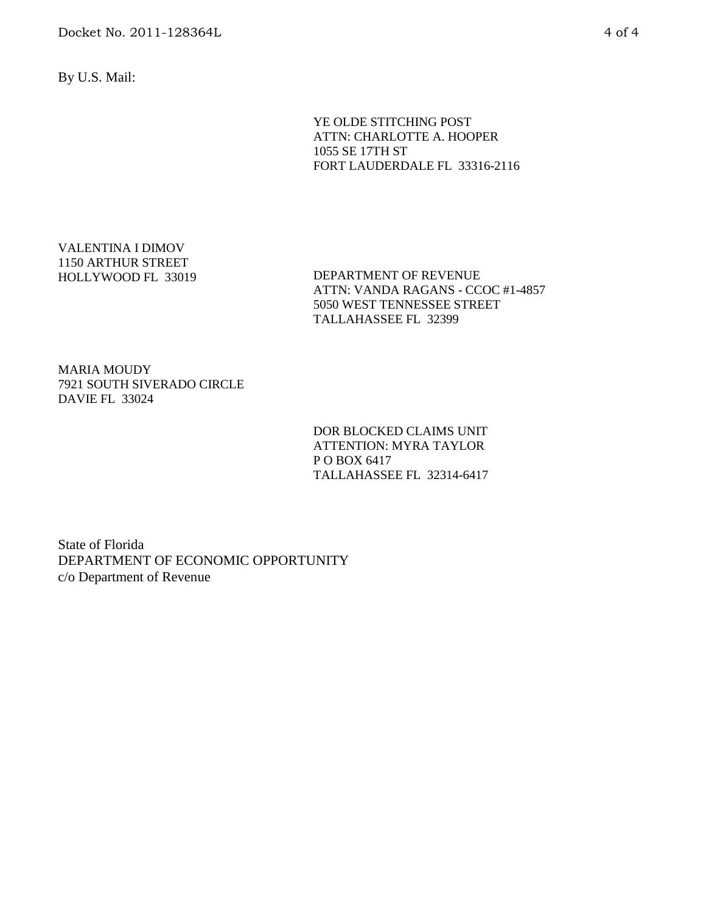By U.S. Mail:

YE OLDE STITCHING POST
ATTN: CHARLOTTE A. HOOPER
1055 SE 17TH ST
FORT LAUDERDALE FL 33316-2116

VALENTINA I DIMOV
1150 ARTHUR STREET
HOLLYWOOD FL 33019

DEPARTMENT OF REVENUE
ATTN: VANDA RAGANS - CCOC #1-4857
5050 WEST TENNESSEE STREET
TALLAHASSEE FL 32399

MARIA MOUDY
7921 SOUTH SIVERADO CIRCLE
DAVIE FL 33024

DOR BLOCKED CLAIMS UNIT
ATTENTION: MYRA TAYLOR
P O BOX 6417
TALLAHASSEE FL 32314-6417

State of Florida
DEPARTMENT OF ECONOMIC OPPORTUNITY
c/o Department of Revenue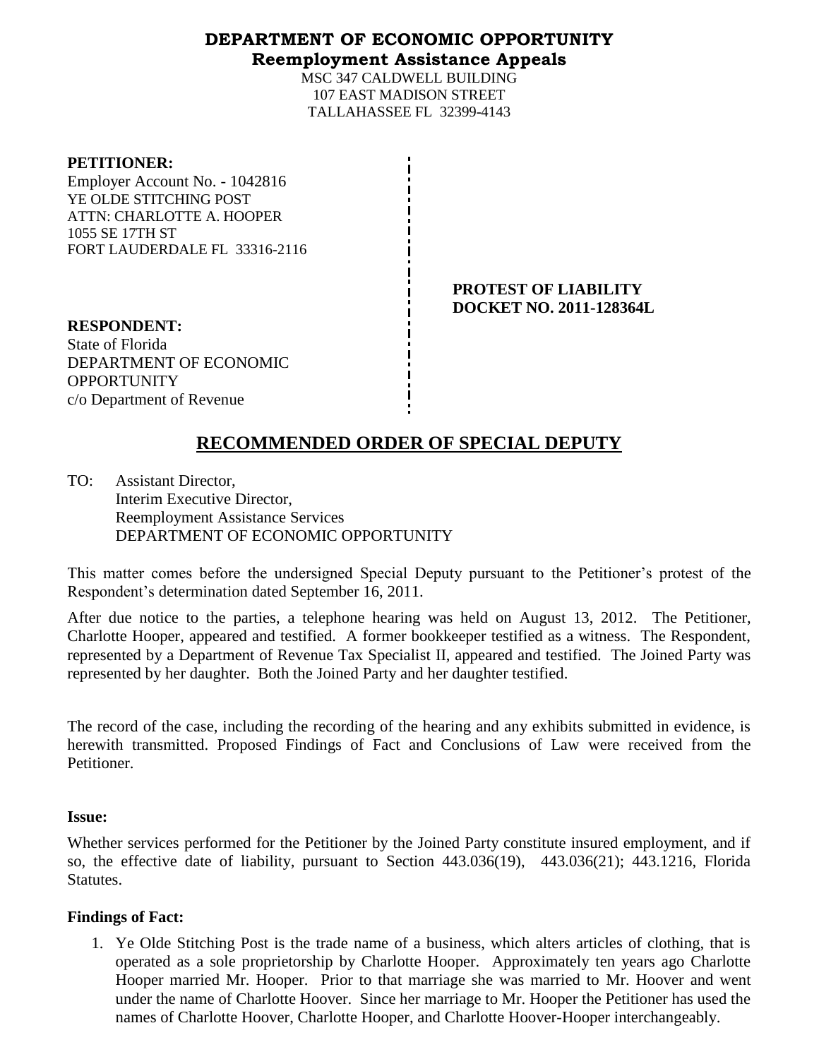**DEPARTMENT OF ECONOMIC OPPORTUNITY**
**Reemployment Assistance Appeals**

MSC 347 CALDWELL BUILDING
107 EAST MADISON STREET
TALLAHASSEE FL 32399-4143

**PETITIONER:**
Employer Account No. - 1042816
YE OLDE STITCHING POST
ATTN: CHARLOTTE A. HOOPER
1055 SE 17TH ST
FORT LAUDERDALE FL 33316-2116

**PROTEST OF LIABILITY**
**DOCKET NO. 2011-128364L**

**RESPONDENT:**
State of Florida
DEPARTMENT OF ECONOMIC OPPORTUNITY
c/o Department of Revenue

## RECOMMENDED ORDER OF SPECIAL DEPUTY

TO: Assistant Director,
Interim Executive Director,
Reemployment Assistance Services
DEPARTMENT OF ECONOMIC OPPORTUNITY

This matter comes before the undersigned Special Deputy pursuant to the Petitioner's protest of the Respondent's determination dated September 16, 2011.

After due notice to the parties, a telephone hearing was held on August 13, 2012. The Petitioner, Charlotte Hooper, appeared and testified. A former bookkeeper testified as a witness. The Respondent, represented by a Department of Revenue Tax Specialist II, appeared and testified. The Joined Party was represented by her daughter. Both the Joined Party and her daughter testified.

The record of the case, including the recording of the hearing and any exhibits submitted in evidence, is herewith transmitted. Proposed Findings of Fact and Conclusions of Law were received from the Petitioner.

**Issue:**

Whether services performed for the Petitioner by the Joined Party constitute insured employment, and if so, the effective date of liability, pursuant to Section 443.036(19), 443.036(21); 443.1216, Florida Statutes.

**Findings of Fact:**

1. Ye Olde Stitching Post is the trade name of a business, which alters articles of clothing, that is operated as a sole proprietorship by Charlotte Hooper. Approximately ten years ago Charlotte Hooper married Mr. Hooper. Prior to that marriage she was married to Mr. Hoover and went under the name of Charlotte Hoover. Since her marriage to Mr. Hooper the Petitioner has used the names of Charlotte Hoover, Charlotte Hooper, and Charlotte Hoover-Hooper interchangeably.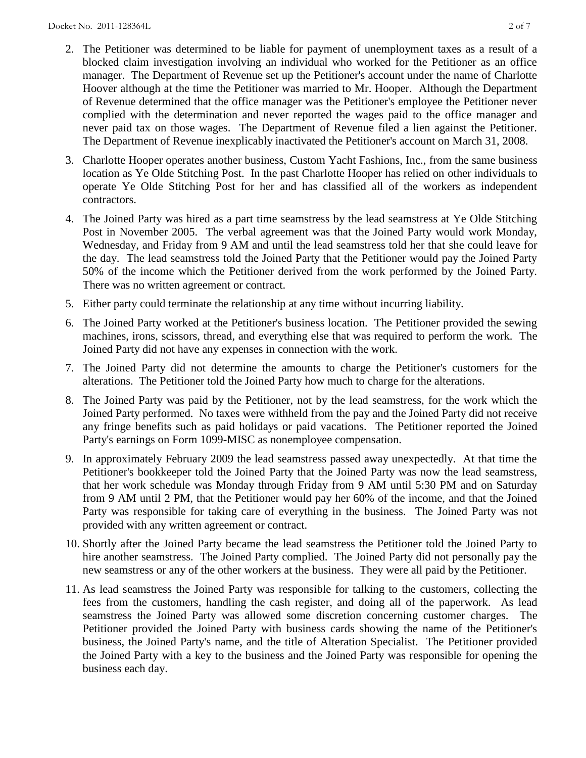2. The Petitioner was determined to be liable for payment of unemployment taxes as a result of a blocked claim investigation involving an individual who worked for the Petitioner as an office manager. The Department of Revenue set up the Petitioner's account under the name of Charlotte Hoover although at the time the Petitioner was married to Mr. Hooper. Although the Department of Revenue determined that the office manager was the Petitioner's employee the Petitioner never complied with the determination and never reported the wages paid to the office manager and never paid tax on those wages. The Department of Revenue filed a lien against the Petitioner. The Department of Revenue inexplicably inactivated the Petitioner's account on March 31, 2008.

3. Charlotte Hooper operates another business, Custom Yacht Fashions, Inc., from the same business location as Ye Olde Stitching Post. In the past Charlotte Hooper has relied on other individuals to operate Ye Olde Stitching Post for her and has classified all of the workers as independent contractors.

4. The Joined Party was hired as a part time seamstress by the lead seamstress at Ye Olde Stitching Post in November 2005. The verbal agreement was that the Joined Party would work Monday, Wednesday, and Friday from 9 AM and until the lead seamstress told her that she could leave for the day. The lead seamstress told the Joined Party that the Petitioner would pay the Joined Party 50% of the income which the Petitioner derived from the work performed by the Joined Party. There was no written agreement or contract.

5. Either party could terminate the relationship at any time without incurring liability.

6. The Joined Party worked at the Petitioner's business location. The Petitioner provided the sewing machines, irons, scissors, thread, and everything else that was required to perform the work. The Joined Party did not have any expenses in connection with the work.

7. The Joined Party did not determine the amounts to charge the Petitioner's customers for the alterations. The Petitioner told the Joined Party how much to charge for the alterations.

8. The Joined Party was paid by the Petitioner, not by the lead seamstress, for the work which the Joined Party performed. No taxes were withheld from the pay and the Joined Party did not receive any fringe benefits such as paid holidays or paid vacations. The Petitioner reported the Joined Party's earnings on Form 1099-MISC as nonemployee compensation.

9. In approximately February 2009 the lead seamstress passed away unexpectedly. At that time the Petitioner's bookkeeper told the Joined Party that the Joined Party was now the lead seamstress, that her work schedule was Monday through Friday from 9 AM until 5:30 PM and on Saturday from 9 AM until 2 PM, that the Petitioner would pay her 60% of the income, and that the Joined Party was responsible for taking care of everything in the business. The Joined Party was not provided with any written agreement or contract.

10. Shortly after the Joined Party became the lead seamstress the Petitioner told the Joined Party to hire another seamstress. The Joined Party complied. The Joined Party did not personally pay the new seamstress or any of the other workers at the business. They were all paid by the Petitioner.

11. As lead seamstress the Joined Party was responsible for talking to the customers, collecting the fees from the customers, handling the cash register, and doing all of the paperwork. As lead seamstress the Joined Party was allowed some discretion concerning customer charges. The Petitioner provided the Joined Party with business cards showing the name of the Petitioner's business, the Joined Party's name, and the title of Alteration Specialist. The Petitioner provided the Joined Party with a key to the business and the Joined Party was responsible for opening the business each day.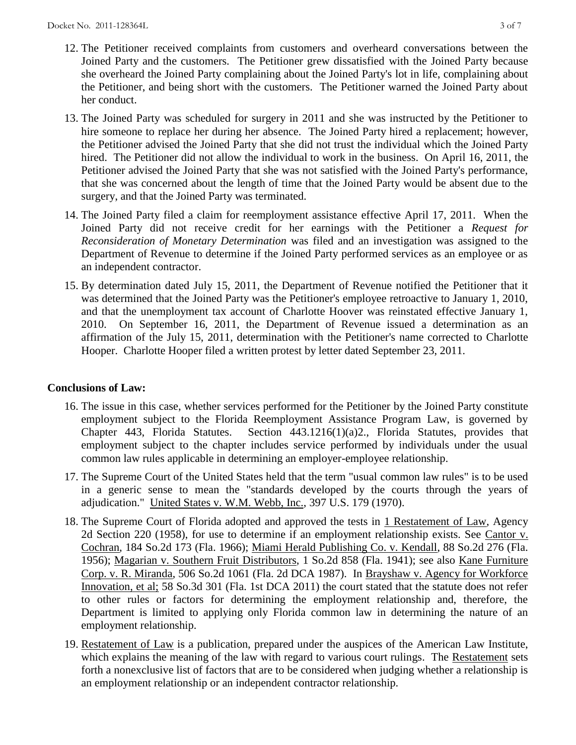12. The Petitioner received complaints from customers and overheard conversations between the Joined Party and the customers. The Petitioner grew dissatisfied with the Joined Party because she overheard the Joined Party complaining about the Joined Party's lot in life, complaining about the Petitioner, and being short with the customers. The Petitioner warned the Joined Party about her conduct.

13. The Joined Party was scheduled for surgery in 2011 and she was instructed by the Petitioner to hire someone to replace her during her absence. The Joined Party hired a replacement; however, the Petitioner advised the Joined Party that she did not trust the individual which the Joined Party hired. The Petitioner did not allow the individual to work in the business. On April 16, 2011, the Petitioner advised the Joined Party that she was not satisfied with the Joined Party's performance, that she was concerned about the length of time that the Joined Party would be absent due to the surgery, and that the Joined Party was terminated.

14. The Joined Party filed a claim for reemployment assistance effective April 17, 2011. When the Joined Party did not receive credit for her earnings with the Petitioner a *Request for Reconsideration of Monetary Determination* was filed and an investigation was assigned to the Department of Revenue to determine if the Joined Party performed services as an employee or as an independent contractor.

15. By determination dated July 15, 2011, the Department of Revenue notified the Petitioner that it was determined that the Joined Party was the Petitioner's employee retroactive to January 1, 2010, and that the unemployment tax account of Charlotte Hoover was reinstated effective January 1, 2010. On September 16, 2011, the Department of Revenue issued a determination as an affirmation of the July 15, 2011, determination with the Petitioner's name corrected to Charlotte Hooper. Charlotte Hooper filed a written protest by letter dated September 23, 2011.

**Conclusions of Law:**

16. The issue in this case, whether services performed for the Petitioner by the Joined Party constitute employment subject to the Florida Reemployment Assistance Program Law, is governed by Chapter 443, Florida Statutes. Section 443.1216(1)(a)2., Florida Statutes, provides that employment subject to the chapter includes service performed by individuals under the usual common law rules applicable in determining an employer-employee relationship.

17. The Supreme Court of the United States held that the term "usual common law rules" is to be used in a generic sense to mean the "standards developed by the courts through the years of adjudication." United States v. W.M. Webb, Inc., 397 U.S. 179 (1970).

18. The Supreme Court of Florida adopted and approved the tests in 1 Restatement of Law, Agency 2d Section 220 (1958), for use to determine if an employment relationship exists. See Cantor v. Cochran, 184 So.2d 173 (Fla. 1966); Miami Herald Publishing Co. v. Kendall, 88 So.2d 276 (Fla. 1956); Magarian v. Southern Fruit Distributors, 1 So.2d 858 (Fla. 1941); see also Kane Furniture Corp. v. R. Miranda, 506 So.2d 1061 (Fla. 2d DCA 1987). In Brayshaw v. Agency for Workforce Innovation, et al; 58 So.3d 301 (Fla. 1st DCA 2011) the court stated that the statute does not refer to other rules or factors for determining the employment relationship and, therefore, the Department is limited to applying only Florida common law in determining the nature of an employment relationship.

19. Restatement of Law is a publication, prepared under the auspices of the American Law Institute, which explains the meaning of the law with regard to various court rulings. The Restatement sets forth a nonexclusive list of factors that are to be considered when judging whether a relationship is an employment relationship or an independent contractor relationship.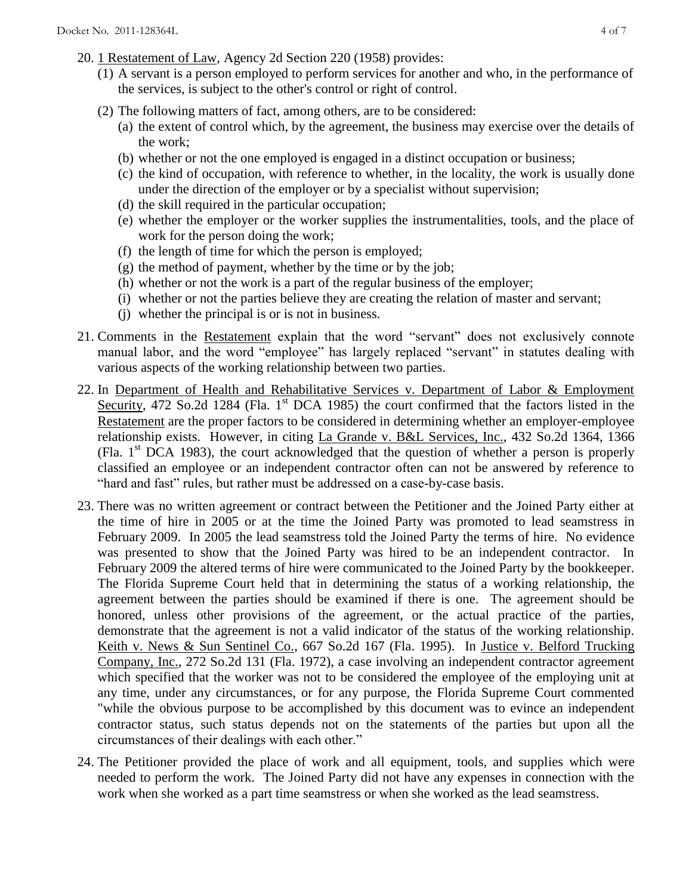20. 1 Restatement of Law, Agency 2d Section 220 (1958) provides:
    (1) A servant is a person employed to perform services for another and who, in the performance of the services, is subject to the other's control or right of control.
    (2) The following matters of fact, among others, are to be considered:
        (a) the extent of control which, by the agreement, the business may exercise over the details of the work;
        (b) whether or not the one employed is engaged in a distinct occupation or business;
        (c) the kind of occupation, with reference to whether, in the locality, the work is usually done under the direction of the employer or by a specialist without supervision;
        (d) the skill required in the particular occupation;
        (e) whether the employer or the worker supplies the instrumentalities, tools, and the place of work for the person doing the work;
        (f) the length of time for which the person is employed;
        (g) the method of payment, whether by the time or by the job;
        (h) whether or not the work is a part of the regular business of the employer;
        (i) whether or not the parties believe they are creating the relation of master and servant;
        (j) whether the principal is or is not in business.

21. Comments in the Restatement explain that the word "servant" does not exclusively connote manual labor, and the word "employee" has largely replaced "servant" in statutes dealing with various aspects of the working relationship between two parties.

22. In Department of Health and Rehabilitative Services v. Department of Labor & Employment Security, 472 So.2d 1284 (Fla. 1st DCA 1985) the court confirmed that the factors listed in the Restatement are the proper factors to be considered in determining whether an employer-employee relationship exists. However, in citing La Grande v. B&L Services, Inc., 432 So.2d 1364, 1366 (Fla. 1st DCA 1983), the court acknowledged that the question of whether a person is properly classified an employee or an independent contractor often can not be answered by reference to "hard and fast" rules, but rather must be addressed on a case-by-case basis.

23. There was no written agreement or contract between the Petitioner and the Joined Party either at the time of hire in 2005 or at the time the Joined Party was promoted to lead seamstress in February 2009. In 2005 the lead seamstress told the Joined Party the terms of hire. No evidence was presented to show that the Joined Party was hired to be an independent contractor. In February 2009 the altered terms of hire were communicated to the Joined Party by the bookkeeper. The Florida Supreme Court held that in determining the status of a working relationship, the agreement between the parties should be examined if there is one. The agreement should be honored, unless other provisions of the agreement, or the actual practice of the parties, demonstrate that the agreement is not a valid indicator of the status of the working relationship. Keith v. News & Sun Sentinel Co., 667 So.2d 167 (Fla. 1995). In Justice v. Belford Trucking Company, Inc., 272 So.2d 131 (Fla. 1972), a case involving an independent contractor agreement which specified that the worker was not to be considered the employee of the employing unit at any time, under any circumstances, or for any purpose, the Florida Supreme Court commented "while the obvious purpose to be accomplished by this document was to evince an independent contractor status, such status depends not on the statements of the parties but upon all the circumstances of their dealings with each other."

24. The Petitioner provided the place of work and all equipment, tools, and supplies which were needed to perform the work. The Joined Party did not have any expenses in connection with the work when she worked as a part time seamstress or when she worked as the lead seamstress.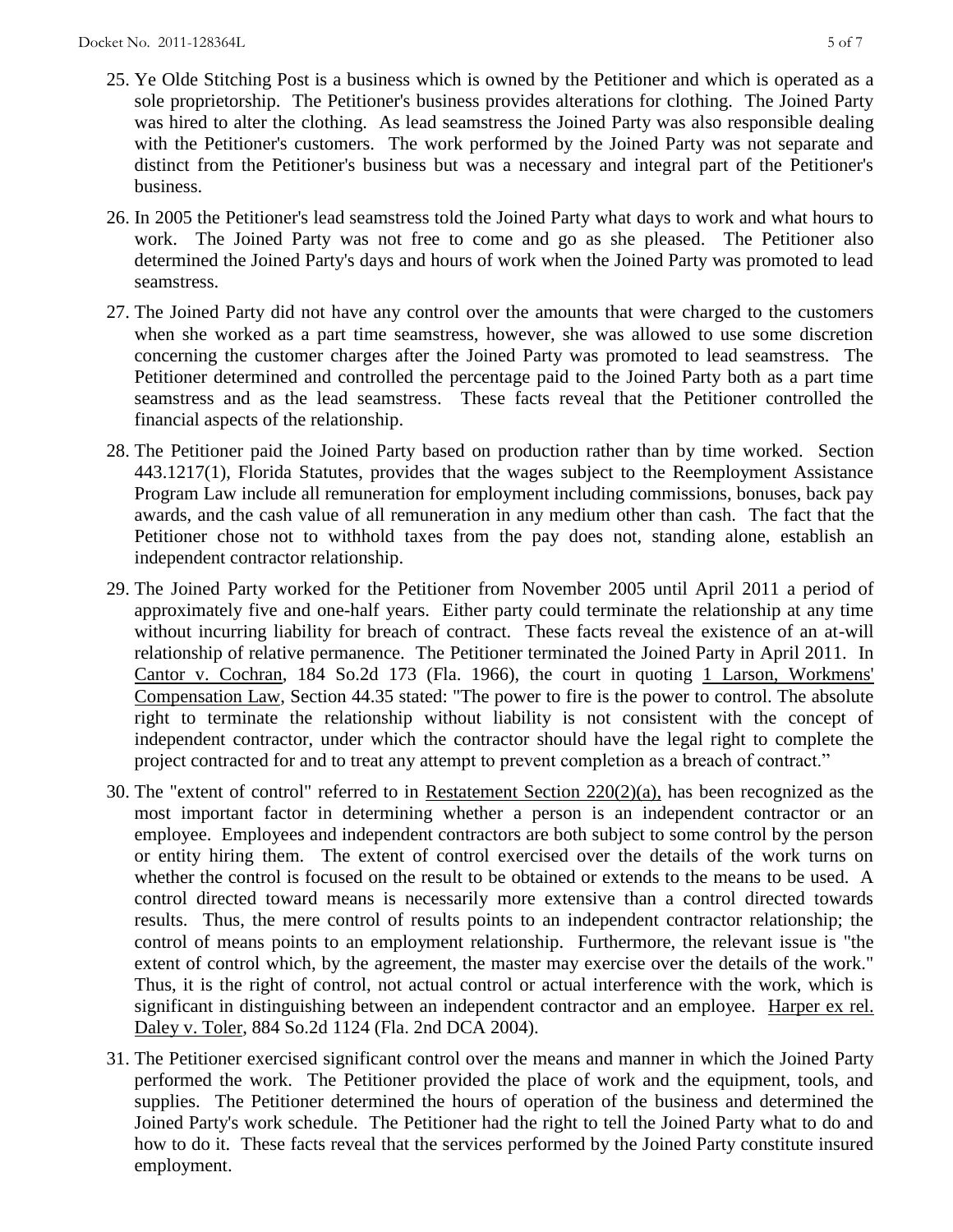25. Ye Olde Stitching Post is a business which is owned by the Petitioner and which is operated as a sole proprietorship. The Petitioner's business provides alterations for clothing. The Joined Party was hired to alter the clothing. As lead seamstress the Joined Party was also responsible dealing with the Petitioner's customers. The work performed by the Joined Party was not separate and distinct from the Petitioner's business but was a necessary and integral part of the Petitioner's business.

26. In 2005 the Petitioner's lead seamstress told the Joined Party what days to work and what hours to work. The Joined Party was not free to come and go as she pleased. The Petitioner also determined the Joined Party's days and hours of work when the Joined Party was promoted to lead seamstress.

27. The Joined Party did not have any control over the amounts that were charged to the customers when she worked as a part time seamstress, however, she was allowed to use some discretion concerning the customer charges after the Joined Party was promoted to lead seamstress. The Petitioner determined and controlled the percentage paid to the Joined Party both as a part time seamstress and as the lead seamstress. These facts reveal that the Petitioner controlled the financial aspects of the relationship.

28. The Petitioner paid the Joined Party based on production rather than by time worked. Section 443.1217(1), Florida Statutes, provides that the wages subject to the Reemployment Assistance Program Law include all remuneration for employment including commissions, bonuses, back pay awards, and the cash value of all remuneration in any medium other than cash. The fact that the Petitioner chose not to withhold taxes from the pay does not, standing alone, establish an independent contractor relationship.

29. The Joined Party worked for the Petitioner from November 2005 until April 2011 a period of approximately five and one-half years. Either party could terminate the relationship at any time without incurring liability for breach of contract. These facts reveal the existence of an at-will relationship of relative permanence. The Petitioner terminated the Joined Party in April 2011. In Cantor v. Cochran, 184 So.2d 173 (Fla. 1966), the court in quoting 1 Larson, Workmens' Compensation Law, Section 44.35 stated: "The power to fire is the power to control. The absolute right to terminate the relationship without liability is not consistent with the concept of independent contractor, under which the contractor should have the legal right to complete the project contracted for and to treat any attempt to prevent completion as a breach of contract."

30. The "extent of control" referred to in Restatement Section 220(2)(a), has been recognized as the most important factor in determining whether a person is an independent contractor or an employee. Employees and independent contractors are both subject to some control by the person or entity hiring them. The extent of control exercised over the details of the work turns on whether the control is focused on the result to be obtained or extends to the means to be used. A control directed toward means is necessarily more extensive than a control directed towards results. Thus, the mere control of results points to an independent contractor relationship; the control of means points to an employment relationship. Furthermore, the relevant issue is "the extent of control which, by the agreement, the master may exercise over the details of the work." Thus, it is the right of control, not actual control or actual interference with the work, which is significant in distinguishing between an independent contractor and an employee. Harper ex rel. Daley v. Toler, 884 So.2d 1124 (Fla. 2nd DCA 2004).

31. The Petitioner exercised significant control over the means and manner in which the Joined Party performed the work. The Petitioner provided the place of work and the equipment, tools, and supplies. The Petitioner determined the hours of operation of the business and determined the Joined Party's work schedule. The Petitioner had the right to tell the Joined Party what to do and how to do it. These facts reveal that the services performed by the Joined Party constitute insured employment.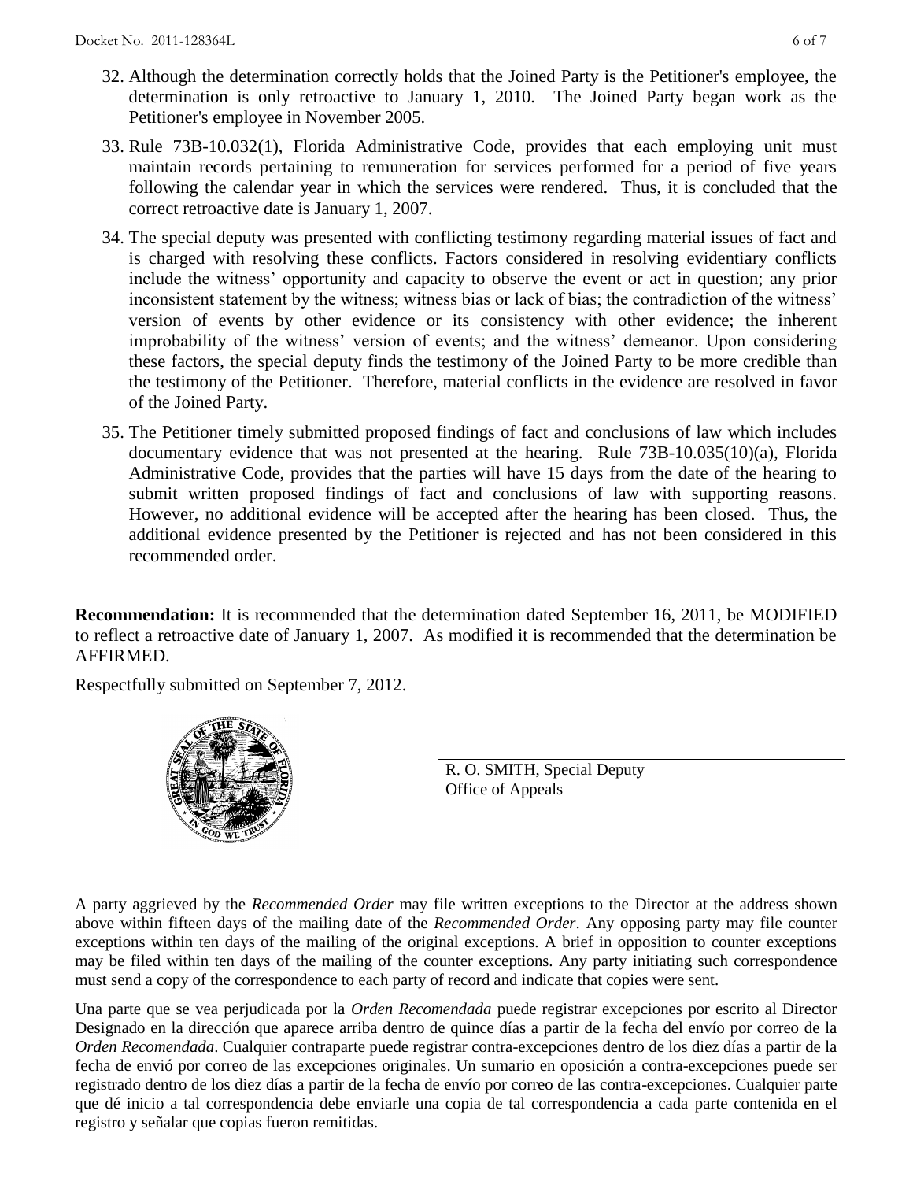32. Although the determination correctly holds that the Joined Party is the Petitioner's employee, the determination is only retroactive to January 1, 2010. The Joined Party began work as the Petitioner's employee in November 2005.

33. Rule 73B-10.032(1), Florida Administrative Code, provides that each employing unit must maintain records pertaining to remuneration for services performed for a period of five years following the calendar year in which the services were rendered. Thus, it is concluded that the correct retroactive date is January 1, 2007.

34. The special deputy was presented with conflicting testimony regarding material issues of fact and is charged with resolving these conflicts. Factors considered in resolving evidentiary conflicts include the witness' opportunity and capacity to observe the event or act in question; any prior inconsistent statement by the witness; witness bias or lack of bias; the contradiction of the witness' version of events by other evidence or its consistency with other evidence; the inherent improbability of the witness' version of events; and the witness' demeanor. Upon considering these factors, the special deputy finds the testimony of the Joined Party to be more credible than the testimony of the Petitioner. Therefore, material conflicts in the evidence are resolved in favor of the Joined Party.

35. The Petitioner timely submitted proposed findings of fact and conclusions of law which includes documentary evidence that was not presented at the hearing. Rule 73B-10.035(10)(a), Florida Administrative Code, provides that the parties will have 15 days from the date of the hearing to submit written proposed findings of fact and conclusions of law with supporting reasons. However, no additional evidence will be accepted after the hearing has been closed. Thus, the additional evidence presented by the Petitioner is rejected and has not been considered in this recommended order.

**Recommendation:** It is recommended that the determination dated September 16, 2011, be MODIFIED to reflect a retroactive date of January 1, 2007. As modified it is recommended that the determination be AFFIRMED.

Respectfully submitted on September 7, 2012.

R. O. SMITH, Special Deputy
Office of Appeals

A party aggrieved by the *Recommended Order* may file written exceptions to the Director at the address shown above within fifteen days of the mailing date of the *Recommended Order*. Any opposing party may file counter exceptions within ten days of the mailing of the original exceptions. A brief in opposition to counter exceptions may be filed within ten days of the mailing of the counter exceptions. Any party initiating such correspondence must send a copy of the correspondence to each party of record and indicate that copies were sent.

Una parte que se vea perjudicada por la *Orden Recomendada* puede registrar excepciones por escrito al Director Designado en la dirección que aparece arriba dentro de quince días a partir de la fecha del envío por correo de la *Orden Recomendada*. Cualquier contraparte puede registrar contra-excepciones dentro de los diez días a partir de la fecha de envió por correo de las excepciones originales. Un sumario en oposición a contra-excepciones puede ser registrado dentro de los diez días a partir de la fecha de envío por correo de las contra-excepciones. Cualquier parte que dé inicio a tal correspondencia debe enviarle una copia de tal correspondencia a cada parte contenida en el registro y señalar que copias fueron remitidas.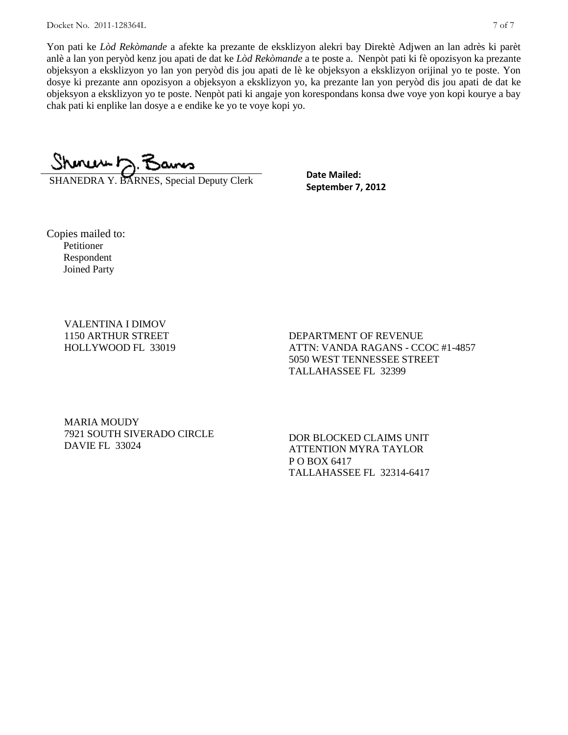Yon pati ke *Lòd Rekòmande* a afekte ka prezante de eksklizyon alekri bay Direktè Adjwen an lan adrès ki parèt anlè a lan yon peryòd kenz jou apati de dat ke *Lòd Rekòmande* a te poste a. Nenpòt pati ki fè opozisyon ka prezante objeksyon a eksklizyon yo lan yon peryòd dis jou apati de lè ke objeksyon a eksklizyon orijinal yo te poste. Yon dosye ki prezante ann opozisyon a objeksyon a eksklizyon yo, ka prezante lan yon peryòd dis jou apati de dat ke objeksyon a eksklizyon yo te poste. Nenpòt pati ki angaje yon korespondans konsa dwe voye yon kopi kourye a bay chak pati ki enplike lan dosye a e endike ke yo te voye kopi yo.

SHANEDRA Y. BARNES, Special Deputy Clerk

**Date Mailed:**
**September 7, 2012**

Copies mailed to:
Petitioner
Respondent
Joined Party

VALENTINA I DIMOV
1150 ARTHUR STREET
HOLLYWOOD FL 33019

DEPARTMENT OF REVENUE
ATTN: VANDA RAGANS - CCOC #1-4857
5050 WEST TENNESSEE STREET
TALLAHASSEE FL 32399

MARIA MOUDY
7921 SOUTH SIVERADO CIRCLE
DAVIE FL 33024

DOR BLOCKED CLAIMS UNIT
ATTENTION MYRA TAYLOR
P O BOX 6417
TALLAHASSEE FL 32314-6417